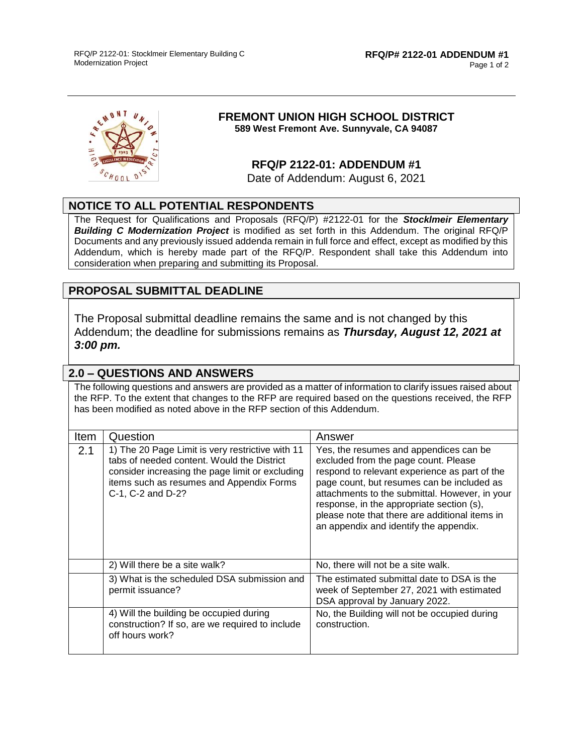# FREMONT UNION HIGH SCHOOL DISTRICT

**589 West Fremont Ave. Sunnyvale, CA 94087**

## RFQ/P 2122-01: ADDENDUM #1

Date of Addendum: August 6, 2021

## NOTICE TO ALL POTENTIAL RESPONDENTS

The Request for Qualifications and Proposals (RFQ/P) #2122-01 for the ***Stocklmeir Elementary Building C Modernization Project*** is modified as set forth in this Addendum. The original RFQ/P Documents and any previously issued addenda remain in full force and effect, except as modified by this Addendum, which is hereby made part of the RFQ/P. Respondent shall take this Addendum into consideration when preparing and submitting its Proposal.

## PROPOSAL SUBMITTAL DEADLINE

The Proposal submittal deadline remains the same and is not changed by this Addendum; the deadline for submissions remains as ***Thursday, August 12, 2021 at 3:00 pm.***

## 2.0 – QUESTIONS AND ANSWERS

The following questions and answers are provided as a matter of information to clarify issues raised about the RFP. To the extent that changes to the RFP are required based on the questions received, the RFP has been modified as noted above in the RFP section of this Addendum.

| Item | Question | Answer |
|---|---|---|
| 2.1 | 1) The 20 Page Limit is very restrictive with 11 tabs of needed content. Would the District consider increasing the page limit or excluding items such as resumes and Appendix Forms C-1, C-2 and D-2? | Yes, the resumes and appendices can be excluded from the page count. Please respond to relevant experience as part of the page count, but resumes can be included as attachments to the submittal. However, in your response, in the appropriate section (s), please note that there are additional items in an appendix and identify the appendix. |
| | 2) Will there be a site walk? | No, there will not be a site walk. |
| | 3) What is the scheduled DSA submission and permit issuance? | The estimated submittal date to DSA is the week of September 27, 2021 with estimated DSA approval by January 2022. |
| | 4) Will the building be occupied during construction? If so, are we required to include off hours work? | No, the Building will not be occupied during construction. |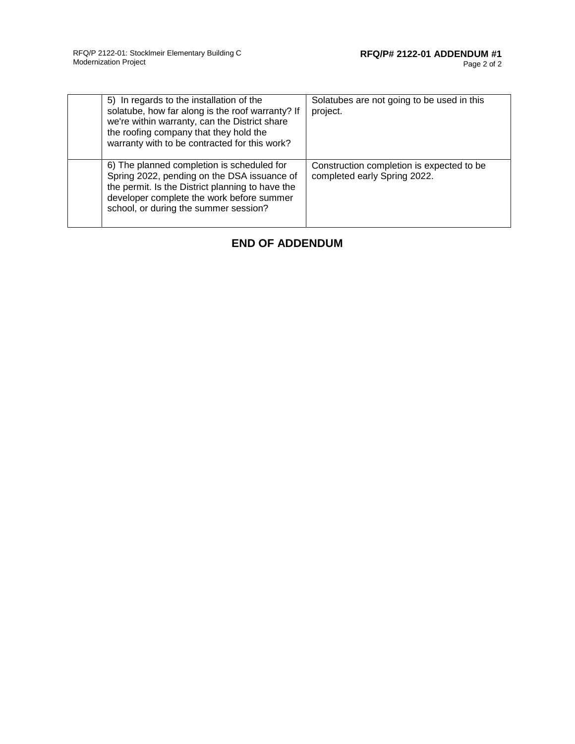| | | |
|---|---|---|
| | 5) In regards to the installation of the solatube, how far along is the roof warranty? If we're within warranty, can the District share the roofing company that they hold the warranty with to be contracted for this work? | Solatubes are not going to be used in this project. |
| | 6) The planned completion is scheduled for Spring 2022, pending on the DSA issuance of the permit. Is the District planning to have the developer complete the work before summer school, or during the summer session? | Construction completion is expected to be completed early Spring 2022. |

**END OF ADDENDUM**